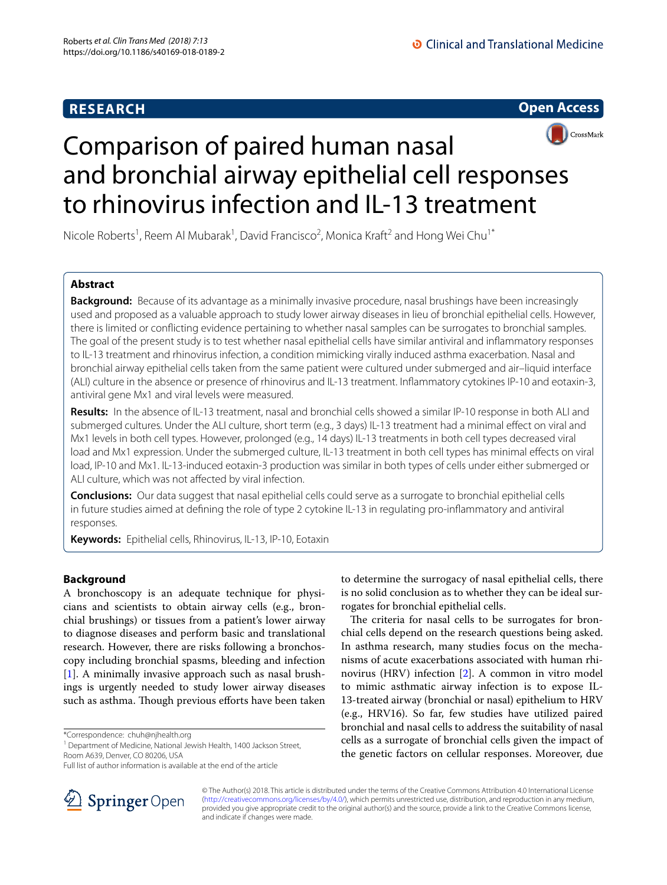**RESEARCH** | **Open Access**

# Comparison of paired human nasal and bronchial airway epithelial cell responses to rhinovirus infection and IL-13 treatment

Nicole Roberts[1], Reem Al Mubarak[1], David Francisco[2], Monica Kraft[2] and Hong Wei Chu[1*]

## Abstract

**Background:** Because of its advantage as a minimally invasive procedure, nasal brushings have been increasingly used and proposed as a valuable approach to study lower airway diseases in lieu of bronchial epithelial cells. However, there is limited or conflicting evidence pertaining to whether nasal samples can be surrogates to bronchial samples. The goal of the present study is to test whether nasal epithelial cells have similar antiviral and inflammatory responses to IL-13 treatment and rhinovirus infection, a condition mimicking virally induced asthma exacerbation. Nasal and bronchial airway epithelial cells taken from the same patient were cultured under submerged and air–liquid interface (ALI) culture in the absence or presence of rhinovirus and IL-13 treatment. Inflammatory cytokines IP-10 and eotaxin-3, antiviral gene Mx1 and viral levels were measured.

**Results:** In the absence of IL-13 treatment, nasal and bronchial cells showed a similar IP-10 response in both ALI and submerged cultures. Under the ALI culture, short term (e.g., 3 days) IL-13 treatment had a minimal effect on viral and Mx1 levels in both cell types. However, prolonged (e.g., 14 days) IL-13 treatments in both cell types decreased viral load and Mx1 expression. Under the submerged culture, IL-13 treatment in both cell types has minimal effects on viral load, IP-10 and Mx1. IL-13-induced eotaxin-3 production was similar in both types of cells under either submerged or ALI culture, which was not affected by viral infection.

**Conclusions:** Our data suggest that nasal epithelial cells could serve as a surrogate to bronchial epithelial cells in future studies aimed at defining the role of type 2 cytokine IL-13 in regulating pro-inflammatory and antiviral responses.

**Keywords:** Epithelial cells, Rhinovirus, IL-13, IP-10, Eotaxin

## Background

A bronchoscopy is an adequate technique for physicians and scientists to obtain airway cells (e.g., bronchial brushings) or tissues from a patient's lower airway to diagnose diseases and perform basic and translational research. However, there are risks following a bronchoscopy including bronchial spasms, bleeding and infection [1]. A minimally invasive approach such as nasal brushings is urgently needed to study lower airway diseases such as asthma. Though previous efforts have been taken to determine the surrogacy of nasal epithelial cells, there is no solid conclusion as to whether they can be ideal surrogates for bronchial epithelial cells.

The criteria for nasal cells to be surrogates for bronchial cells depend on the research questions being asked. In asthma research, many studies focus on the mechanisms of acute exacerbations associated with human rhinovirus (HRV) infection [2]. A common in vitro model to mimic asthmatic airway infection is to expose IL-13-treated airway (bronchial or nasal) epithelium to HRV (e.g., HRV16). So far, few studies have utilized paired bronchial and nasal cells to address the suitability of nasal cells as a surrogate of bronchial cells given the impact of the genetic factors on cellular responses. Moreover, due

*Correspondence: chuh@njhealth.org
[1] Department of Medicine, National Jewish Health, 1400 Jackson Street, Room A639, Denver, CO 80206, USA
Full list of author information is available at the end of the article

© The Author(s) 2018. This article is distributed under the terms of the Creative Commons Attribution 4.0 International License (http://creativecommons.org/licenses/by/4.0/), which permits unrestricted use, distribution, and reproduction in any medium, provided you give appropriate credit to the original author(s) and the source, provide a link to the Creative Commons license, and indicate if changes were made.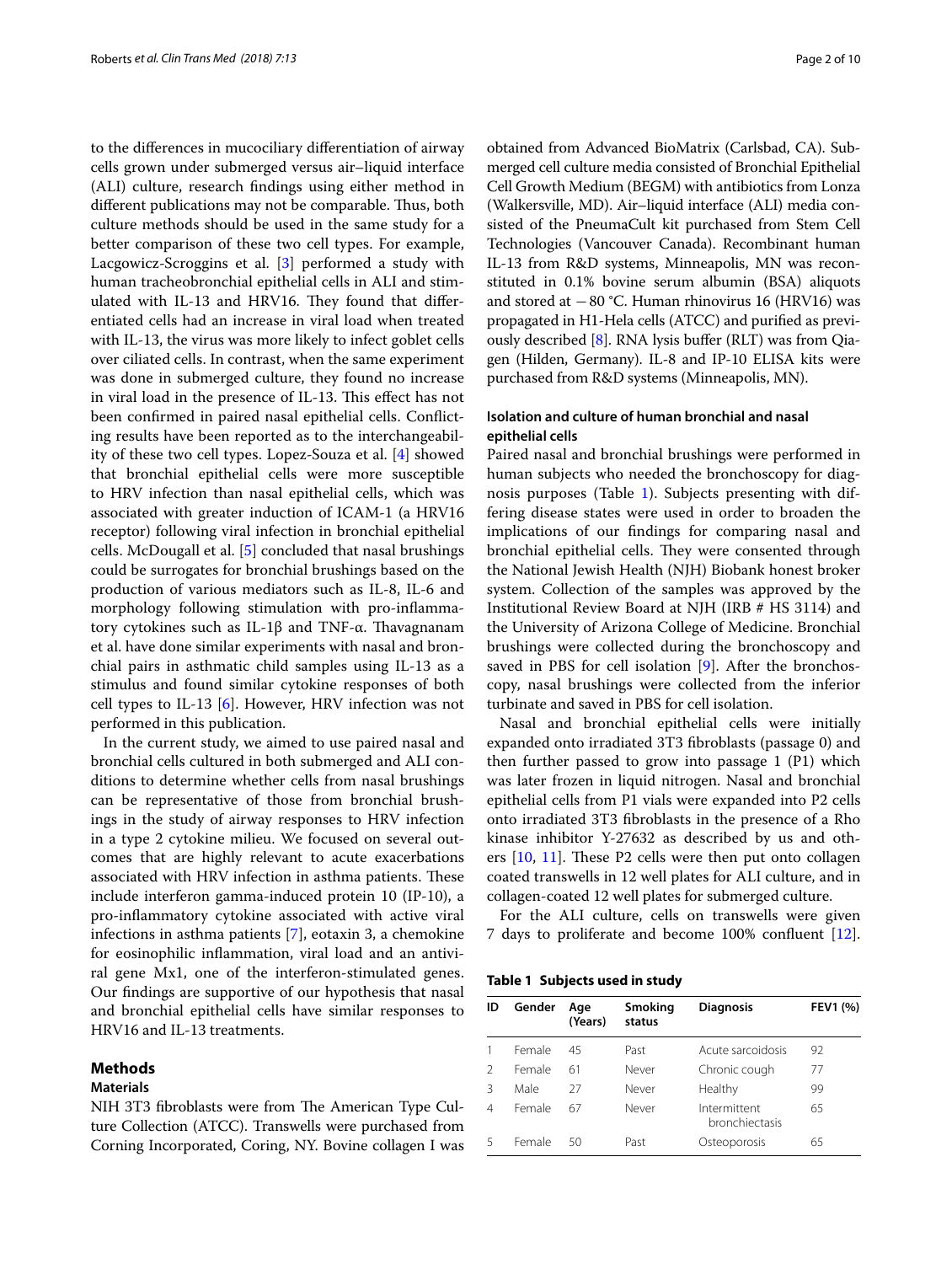to the differences in mucociliary differentiation of airway cells grown under submerged versus air–liquid interface (ALI) culture, research findings using either method in different publications may not be comparable. Thus, both culture methods should be used in the same study for a better comparison of these two cell types. For example, Lacgowicz-Scroggins et al. [3] performed a study with human tracheobronchial epithelial cells in ALI and stimulated with IL-13 and HRV16. They found that differentiated cells had an increase in viral load when treated with IL-13, the virus was more likely to infect goblet cells over ciliated cells. In contrast, when the same experiment was done in submerged culture, they found no increase in viral load in the presence of IL-13. This effect has not been confirmed in paired nasal epithelial cells. Conflicting results have been reported as to the interchangeability of these two cell types. Lopez-Souza et al. [4] showed that bronchial epithelial cells were more susceptible to HRV infection than nasal epithelial cells, which was associated with greater induction of ICAM-1 (a HRV16 receptor) following viral infection in bronchial epithelial cells. McDougall et al. [5] concluded that nasal brushings could be surrogates for bronchial brushings based on the production of various mediators such as IL-8, IL-6 and morphology following stimulation with pro-inflammatory cytokines such as IL-1β and TNF-α. Thavagnanam et al. have done similar experiments with nasal and bronchial pairs in asthmatic child samples using IL-13 as a stimulus and found similar cytokine responses of both cell types to IL-13 [6]. However, HRV infection was not performed in this publication.

In the current study, we aimed to use paired nasal and bronchial cells cultured in both submerged and ALI conditions to determine whether cells from nasal brushings can be representative of those from bronchial brushings in the study of airway responses to HRV infection in a type 2 cytokine milieu. We focused on several outcomes that are highly relevant to acute exacerbations associated with HRV infection in asthma patients. These include interferon gamma-induced protein 10 (IP-10), a pro-inflammatory cytokine associated with active viral infections in asthma patients [7], eotaxin 3, a chemokine for eosinophilic inflammation, viral load and an antiviral gene Mx1, one of the interferon-stimulated genes. Our findings are supportive of our hypothesis that nasal and bronchial epithelial cells have similar responses to HRV16 and IL-13 treatments.

## Methods

### Materials

NIH 3T3 fibroblasts were from The American Type Culture Collection (ATCC). Transwells were purchased from Corning Incorporated, Coring, NY. Bovine collagen I was obtained from Advanced BioMatrix (Carlsbad, CA). Submerged cell culture media consisted of Bronchial Epithelial Cell Growth Medium (BEGM) with antibiotics from Lonza (Walkersville, MD). Air–liquid interface (ALI) media consisted of the PneumaCult kit purchased from Stem Cell Technologies (Vancouver Canada). Recombinant human IL-13 from R&D systems, Minneapolis, MN was reconstituted in 0.1% bovine serum albumin (BSA) aliquots and stored at −80 °C. Human rhinovirus 16 (HRV16) was propagated in H1-Hela cells (ATCC) and purified as previously described [8]. RNA lysis buffer (RLT) was from Qiagen (Hilden, Germany). IL-8 and IP-10 ELISA kits were purchased from R&D systems (Minneapolis, MN).

### Isolation and culture of human bronchial and nasal epithelial cells

Paired nasal and bronchial brushings were performed in human subjects who needed the bronchoscopy for diagnosis purposes (Table 1). Subjects presenting with differing disease states were used in order to broaden the implications of our findings for comparing nasal and bronchial epithelial cells. They were consented through the National Jewish Health (NJH) Biobank honest broker system. Collection of the samples was approved by the Institutional Review Board at NJH (IRB # HS 3114) and the University of Arizona College of Medicine. Bronchial brushings were collected during the bronchoscopy and saved in PBS for cell isolation [9]. After the bronchoscopy, nasal brushings were collected from the inferior turbinate and saved in PBS for cell isolation.

Nasal and bronchial epithelial cells were initially expanded onto irradiated 3T3 fibroblasts (passage 0) and then further passed to grow into passage 1 (P1) which was later frozen in liquid nitrogen. Nasal and bronchial epithelial cells from P1 vials were expanded into P2 cells onto irradiated 3T3 fibroblasts in the presence of a Rho kinase inhibitor Y-27632 as described by us and others [10, 11]. These P2 cells were then put onto collagen coated transwells in 12 well plates for ALI culture, and in collagen-coated 12 well plates for submerged culture.

For the ALI culture, cells on transwells were given 7 days to proliferate and become 100% confluent [12].

**Table 1 Subjects used in study**

| ID | Gender | Age (Years) | Smoking status | Diagnosis | FEV1 (%) |
|---|---|---|---|---|---|
| 1 | Female | 45 | Past | Acute sarcoidosis | 92 |
| 2 | Female | 61 | Never | Chronic cough | 77 |
| 3 | Male | 27 | Never | Healthy | 99 |
| 4 | Female | 67 | Never | Intermittent bronchiectasis | 65 |
| 5 | Female | 50 | Past | Osteoporosis | 65 |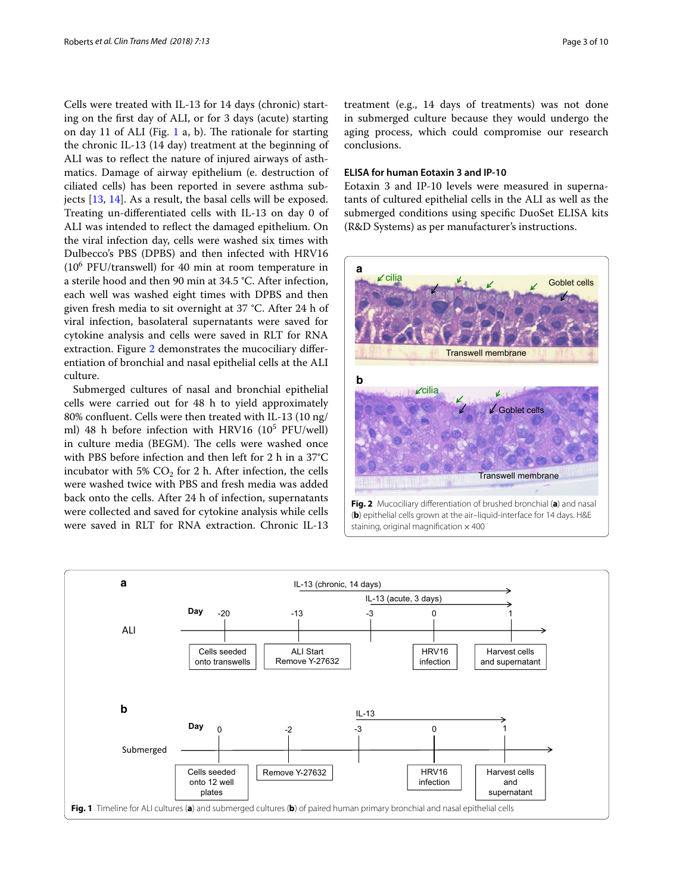Cells were treated with IL-13 for 14 days (chronic) starting on the first day of ALI, or for 3 days (acute) starting on day 11 of ALI (Fig. 1 a, b). The rationale for starting the chronic IL-13 (14 day) treatment at the beginning of ALI was to reflect the nature of injured airways of asthmatics. Damage of airway epithelium (e. destruction of ciliated cells) has been reported in severe asthma subjects [13, 14]. As a result, the basal cells will be exposed. Treating un-differentiated cells with IL-13 on day 0 of ALI was intended to reflect the damaged epithelium. On the viral infection day, cells were washed six times with Dulbecco's PBS (DPBS) and then infected with HRV16 ($10^6$ PFU/transwell) for 40 min at room temperature in a sterile hood and then 90 min at 34.5 °C. After infection, each well was washed eight times with DPBS and then given fresh media to sit overnight at 37 °C. After 24 h of viral infection, basolateral supernatants were saved for cytokine analysis and cells were saved in RLT for RNA extraction. Figure 2 demonstrates the mucociliary differentiation of bronchial and nasal epithelial cells at the ALI culture.

Submerged cultures of nasal and bronchial epithelial cells were carried out for 48 h to yield approximately 80% confluent. Cells were then treated with IL-13 (10 ng/ml) 48 h before infection with HRV16 ($10^5$ PFU/well) in culture media (BEGM). The cells were washed once with PBS before infection and then left for 2 h in a 37°C incubator with 5% $CO_2$ for 2 h. After infection, the cells were washed twice with PBS and fresh media was added back onto the cells. After 24 h of infection, supernatants were collected and saved for cytokine analysis while cells were saved in RLT for RNA extraction. Chronic IL-13 treatment (e.g., 14 days of treatments) was not done in submerged culture because they would undergo the aging process, which could compromise our research conclusions.

### ELISA for human Eotaxin 3 and IP-10

Eotaxin 3 and IP-10 levels were measured in supernatants of cultured epithelial cells in the ALI as well as the submerged conditions using specific DuoSet ELISA kits (R&D Systems) as per manufacturer's instructions.

**Fig. 2** Mucociliary differentiation of brushed bronchial (**a**) and nasal (**b**) epithelial cells grown at the air–liquid-interface for 14 days. H&E staining, original magnification × 400

**Fig. 1** Timeline for ALI cultures (**a**) and submerged cultures (**b**) of paired human primary bronchial and nasal epithelial cells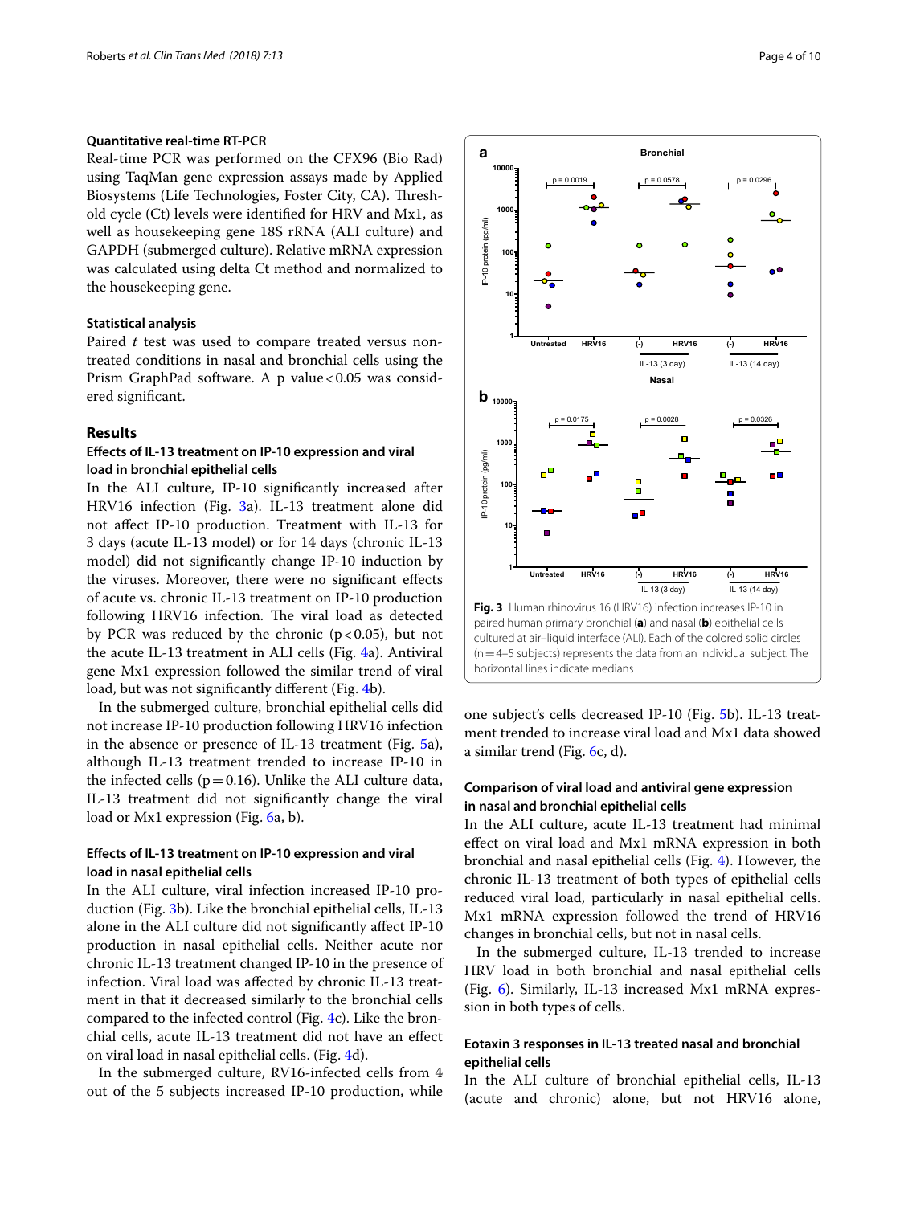### Quantitative real-time RT-PCR

Real-time PCR was performed on the CFX96 (Bio Rad) using TaqMan gene expression assays made by Applied Biosystems (Life Technologies, Foster City, CA). Threshold cycle (Ct) levels were identified for HRV and Mx1, as well as housekeeping gene 18S rRNA (ALI culture) and GAPDH (submerged culture). Relative mRNA expression was calculated using delta Ct method and normalized to the housekeeping gene.

### Statistical analysis

Paired *t* test was used to compare treated versus non-treated conditions in nasal and bronchial cells using the Prism GraphPad software. A p value $< 0.05$ was considered significant.

## Results

### Effects of IL-13 treatment on IP-10 expression and viral load in bronchial epithelial cells

In the ALI culture, IP-10 significantly increased after HRV16 infection (Fig. 3a). IL-13 treatment alone did not affect IP-10 production. Treatment with IL-13 for 3 days (acute IL-13 model) or for 14 days (chronic IL-13 model) did not significantly change IP-10 induction by the viruses. Moreover, there were no significant effects of acute vs. chronic IL-13 treatment on IP-10 production following HRV16 infection. The viral load as detected by PCR was reduced by the chronic ($p < 0.05$), but not the acute IL-13 treatment in ALI cells (Fig. 4a). Antiviral gene Mx1 expression followed the similar trend of viral load, but was not significantly different (Fig. 4b).

In the submerged culture, bronchial epithelial cells did not increase IP-10 production following HRV16 infection in the absence or presence of IL-13 treatment (Fig. 5a), although IL-13 treatment trended to increase IP-10 in the infected cells ($p = 0.16$). Unlike the ALI culture data, IL-13 treatment did not significantly change the viral load or Mx1 expression (Fig. 6a, b).

### Effects of IL-13 treatment on IP-10 expression and viral load in nasal epithelial cells

In the ALI culture, viral infection increased IP-10 production (Fig. 3b). Like the bronchial epithelial cells, IL-13 alone in the ALI culture did not significantly affect IP-10 production in nasal epithelial cells. Neither acute nor chronic IL-13 treatment changed IP-10 in the presence of infection. Viral load was affected by chronic IL-13 treatment in that it decreased similarly to the bronchial cells compared to the infected control (Fig. 4c). Like the bronchial cells, acute IL-13 treatment did not have an effect on viral load in nasal epithelial cells. (Fig. 4d).

In the submerged culture, RV16-infected cells from 4 out of the 5 subjects increased IP-10 production, while one subject's cells decreased IP-10 (Fig. 5b). IL-13 treatment trended to increase viral load and Mx1 data showed a similar trend (Fig. 6c, d).

**Fig. 3** Human rhinovirus 16 (HRV16) infection increases IP-10 in paired human primary bronchial (**a**) and nasal (**b**) epithelial cells cultured at air–liquid interface (ALI). Each of the colored solid circles ($n = 4$–$5$ subjects) represents the data from an individual subject. The horizontal lines indicate medians

### Comparison of viral load and antiviral gene expression in nasal and bronchial epithelial cells

In the ALI culture, acute IL-13 treatment had minimal effect on viral load and Mx1 mRNA expression in both bronchial and nasal epithelial cells (Fig. 4). However, the chronic IL-13 treatment of both types of epithelial cells reduced viral load, particularly in nasal epithelial cells. Mx1 mRNA expression followed the trend of HRV16 changes in bronchial cells, but not in nasal cells.

In the submerged culture, IL-13 trended to increase HRV load in both bronchial and nasal epithelial cells (Fig. 6). Similarly, IL-13 increased Mx1 mRNA expression in both types of cells.

### Eotaxin 3 responses in IL-13 treated nasal and bronchial epithelial cells

In the ALI culture of bronchial epithelial cells, IL-13 (acute and chronic) alone, but not HRV16 alone,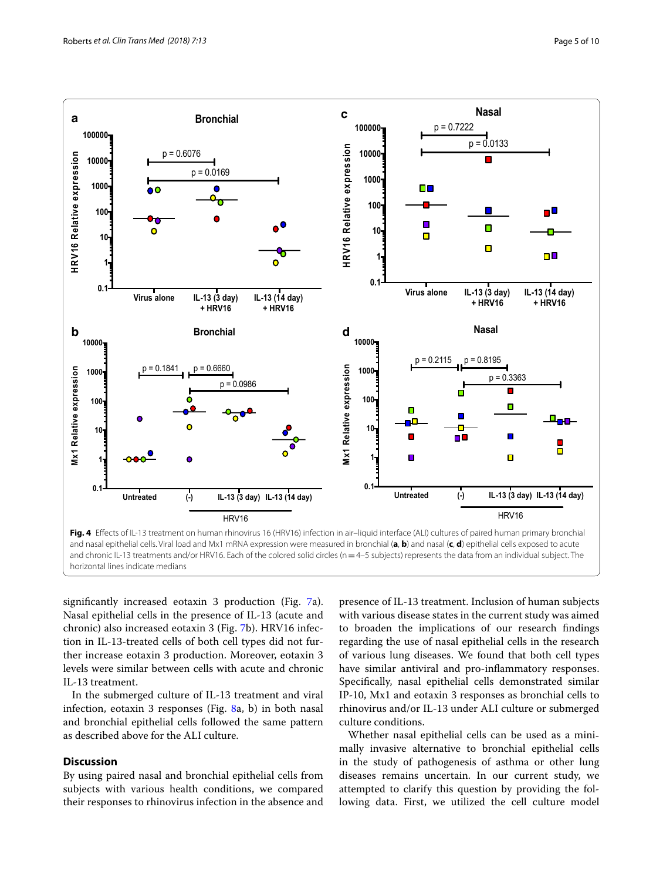**Fig. 4** Effects of IL-13 treatment on human rhinovirus 16 (HRV16) infection in air–liquid interface (ALI) cultures of paired human primary bronchial and nasal epithelial cells. Viral load and Mx1 mRNA expression were measured in bronchial (**a**, **b**) and nasal (**c**, **d**) epithelial cells exposed to acute and chronic IL-13 treatments and/or HRV16. Each of the colored solid circles (n = 4–5 subjects) represents the data from an individual subject. The horizontal lines indicate medians

significantly increased eotaxin 3 production (Fig. 7a). Nasal epithelial cells in the presence of IL-13 (acute and chronic) also increased eotaxin 3 (Fig. 7b). HRV16 infection in IL-13-treated cells of both cell types did not further increase eotaxin 3 production. Moreover, eotaxin 3 levels were similar between cells with acute and chronic IL-13 treatment.

In the submerged culture of IL-13 treatment and viral infection, eotaxin 3 responses (Fig. 8a, b) in both nasal and bronchial epithelial cells followed the same pattern as described above for the ALI culture.

## Discussion

By using paired nasal and bronchial epithelial cells from subjects with various health conditions, we compared their responses to rhinovirus infection in the absence and presence of IL-13 treatment. Inclusion of human subjects with various disease states in the current study was aimed to broaden the implications of our research findings regarding the use of nasal epithelial cells in the research of various lung diseases. We found that both cell types have similar antiviral and pro-inflammatory responses. Specifically, nasal epithelial cells demonstrated similar IP-10, Mx1 and eotaxin 3 responses as bronchial cells to rhinovirus and/or IL-13 under ALI culture or submerged culture conditions.

Whether nasal epithelial cells can be used as a minimally invasive alternative to bronchial epithelial cells in the study of pathogenesis of asthma or other lung diseases remains uncertain. In our current study, we attempted to clarify this question by providing the following data. First, we utilized the cell culture model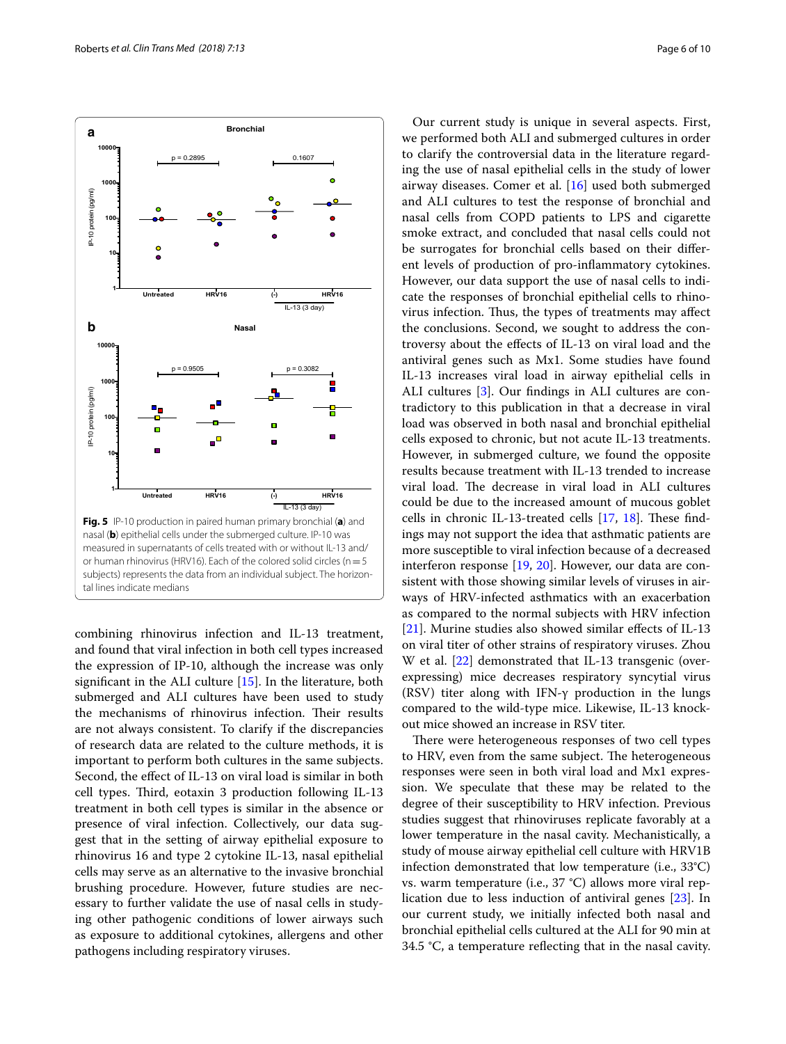**Fig. 5** IP-10 production in paired human primary bronchial (**a**) and nasal (**b**) epithelial cells under the submerged culture. IP-10 was measured in supernatants of cells treated with or without IL-13 and/or human rhinovirus (HRV16). Each of the colored solid circles (n = 5 subjects) represents the data from an individual subject. The horizontal lines indicate medians

combining rhinovirus infection and IL-13 treatment, and found that viral infection in both cell types increased the expression of IP-10, although the increase was only significant in the ALI culture [15]. In the literature, both submerged and ALI cultures have been used to study the mechanisms of rhinovirus infection. Their results are not always consistent. To clarify if the discrepancies of research data are related to the culture methods, it is important to perform both cultures in the same subjects. Second, the effect of IL-13 on viral load is similar in both cell types. Third, eotaxin 3 production following IL-13 treatment in both cell types is similar in the absence or presence of viral infection. Collectively, our data suggest that in the setting of airway epithelial exposure to rhinovirus 16 and type 2 cytokine IL-13, nasal epithelial cells may serve as an alternative to the invasive bronchial brushing procedure. However, future studies are necessary to further validate the use of nasal cells in studying other pathogenic conditions of lower airways such as exposure to additional cytokines, allergens and other pathogens including respiratory viruses.

Our current study is unique in several aspects. First, we performed both ALI and submerged cultures in order to clarify the controversial data in the literature regarding the use of nasal epithelial cells in the study of lower airway diseases. Comer et al. [16] used both submerged and ALI cultures to test the response of bronchial and nasal cells from COPD patients to LPS and cigarette smoke extract, and concluded that nasal cells could not be surrogates for bronchial cells based on their different levels of production of pro-inflammatory cytokines. However, our data support the use of nasal cells to indicate the responses of bronchial epithelial cells to rhinovirus infection. Thus, the types of treatments may affect the conclusions. Second, we sought to address the controversy about the effects of IL-13 on viral load and the antiviral genes such as Mx1. Some studies have found IL-13 increases viral load in airway epithelial cells in ALI cultures [3]. Our findings in ALI cultures are contradictory to this publication in that a decrease in viral load was observed in both nasal and bronchial epithelial cells exposed to chronic, but not acute IL-13 treatments. However, in submerged culture, we found the opposite results because treatment with IL-13 trended to increase viral load. The decrease in viral load in ALI cultures could be due to the increased amount of mucous goblet cells in chronic IL-13-treated cells [17, 18]. These findings may not support the idea that asthmatic patients are more susceptible to viral infection because of a decreased interferon response [19, 20]. However, our data are consistent with those showing similar levels of viruses in airways of HRV-infected asthmatics with an exacerbation as compared to the normal subjects with HRV infection [21]. Murine studies also showed similar effects of IL-13 on viral titer of other strains of respiratory viruses. Zhou W et al. [22] demonstrated that IL-13 transgenic (overexpressing) mice decreases respiratory syncytial virus (RSV) titer along with IFN-γ production in the lungs compared to the wild-type mice. Likewise, IL-13 knockout mice showed an increase in RSV titer.

There were heterogeneous responses of two cell types to HRV, even from the same subject. The heterogeneous responses were seen in both viral load and Mx1 expression. We speculate that these may be related to the degree of their susceptibility to HRV infection. Previous studies suggest that rhinoviruses replicate favorably at a lower temperature in the nasal cavity. Mechanistically, a study of mouse airway epithelial cell culture with HRV1B infection demonstrated that low temperature (i.e., 33°C) vs. warm temperature (i.e., 37 °C) allows more viral replication due to less induction of antiviral genes [23]. In our current study, we initially infected both nasal and bronchial epithelial cells cultured at the ALI for 90 min at 34.5 °C, a temperature reflecting that in the nasal cavity.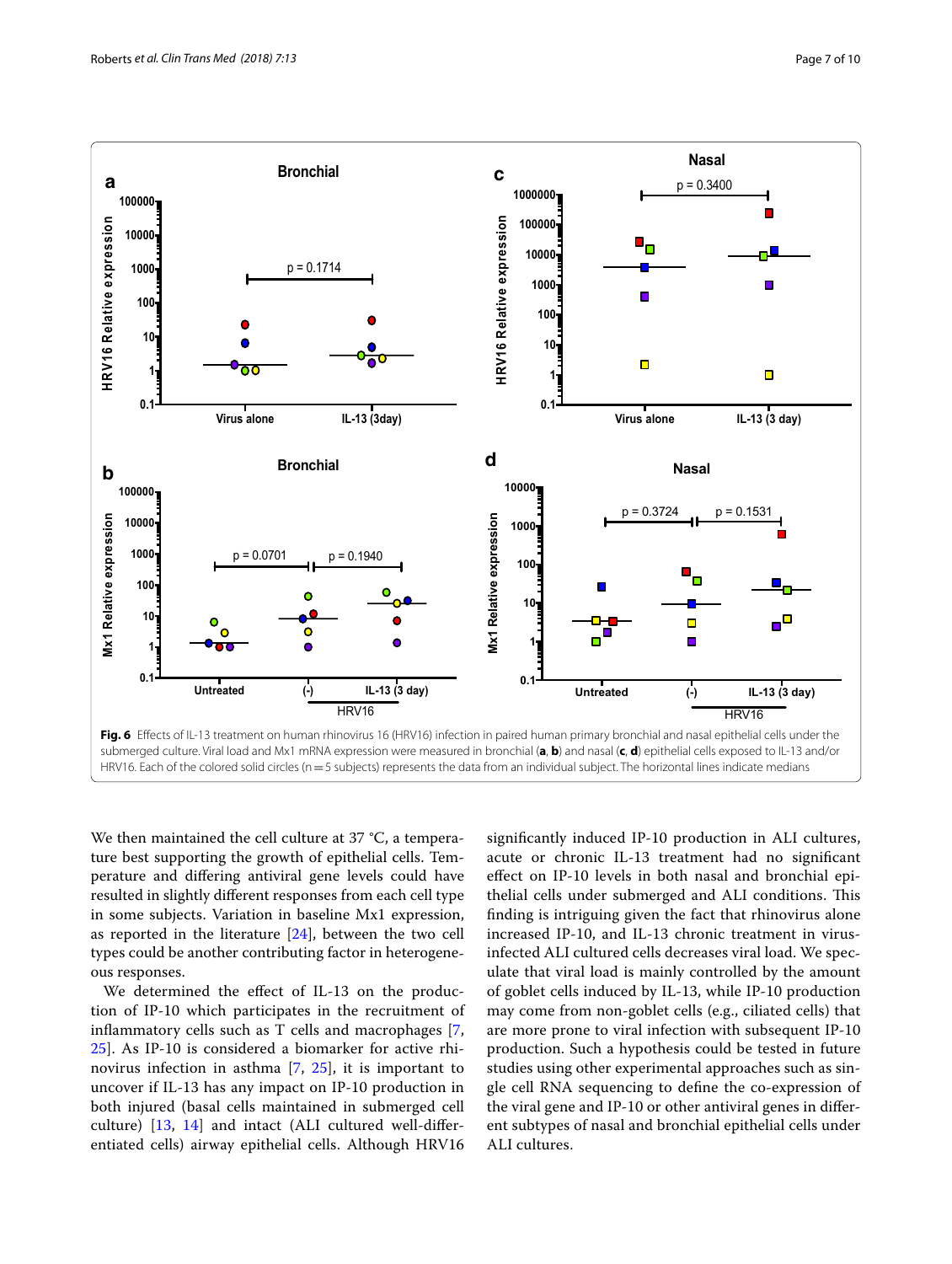**Fig. 6** Effects of IL-13 treatment on human rhinovirus 16 (HRV16) infection in paired human primary bronchial and nasal epithelial cells under the submerged culture. Viral load and Mx1 mRNA expression were measured in bronchial (**a**, **b**) and nasal (**c**, **d**) epithelial cells exposed to IL-13 and/or HRV16. Each of the colored solid circles (n = 5 subjects) represents the data from an individual subject. The horizontal lines indicate medians

We then maintained the cell culture at 37 °C, a temperature best supporting the growth of epithelial cells. Temperature and differing antiviral gene levels could have resulted in slightly different responses from each cell type in some subjects. Variation in baseline Mx1 expression, as reported in the literature [24], between the two cell types could be another contributing factor in heterogeneous responses.

We determined the effect of IL-13 on the production of IP-10 which participates in the recruitment of inflammatory cells such as T cells and macrophages [7, 25]. As IP-10 is considered a biomarker for active rhinovirus infection in asthma [7, 25], it is important to uncover if IL-13 has any impact on IP-10 production in both injured (basal cells maintained in submerged cell culture) [13, 14] and intact (ALI cultured well-differentiated cells) airway epithelial cells. Although HRV16 significantly induced IP-10 production in ALI cultures, acute or chronic IL-13 treatment had no significant effect on IP-10 levels in both nasal and bronchial epithelial cells under submerged and ALI conditions. This finding is intriguing given the fact that rhinovirus alone increased IP-10, and IL-13 chronic treatment in virus-infected ALI cultured cells decreases viral load. We speculate that viral load is mainly controlled by the amount of goblet cells induced by IL-13, while IP-10 production may come from non-goblet cells (e.g., ciliated cells) that are more prone to viral infection with subsequent IP-10 production. Such a hypothesis could be tested in future studies using other experimental approaches such as single cell RNA sequencing to define the co-expression of the viral gene and IP-10 or other antiviral genes in different subtypes of nasal and bronchial epithelial cells under ALI cultures.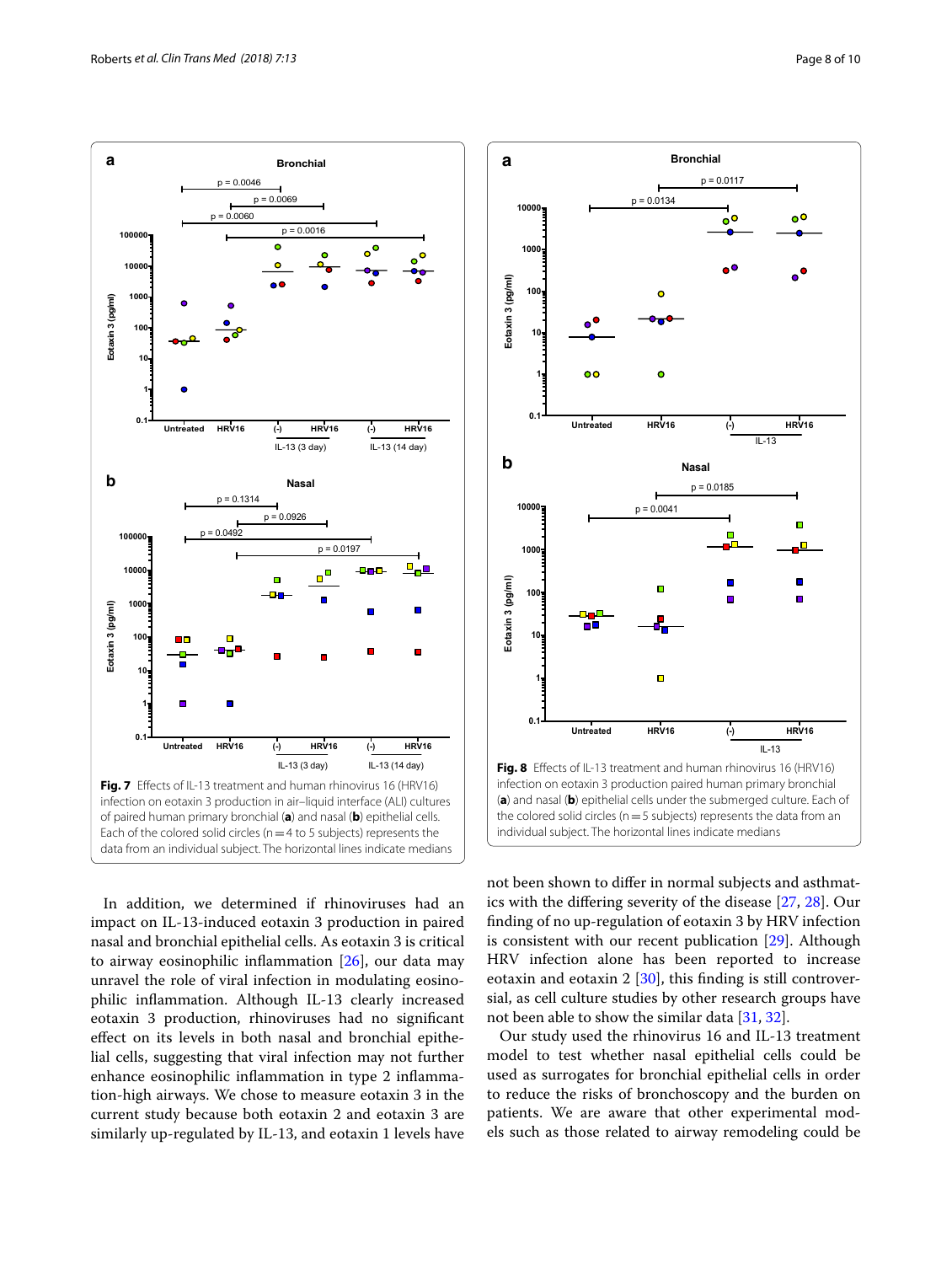**Fig. 7** Effects of IL-13 treatment and human rhinovirus 16 (HRV16) infection on eotaxin 3 production in air–liquid interface (ALI) cultures of paired human primary bronchial (**a**) and nasal (**b**) epithelial cells. Each of the colored solid circles (n = 4 to 5 subjects) represents the data from an individual subject. The horizontal lines indicate medians

**Fig. 8** Effects of IL-13 treatment and human rhinovirus 16 (HRV16) infection on eotaxin 3 production paired human primary bronchial (**a**) and nasal (**b**) epithelial cells under the submerged culture. Each of the colored solid circles (n = 5 subjects) represents the data from an individual subject. The horizontal lines indicate medians

In addition, we determined if rhinoviruses had an impact on IL-13-induced eotaxin 3 production in paired nasal and bronchial epithelial cells. As eotaxin 3 is critical to airway eosinophilic inflammation [26], our data may unravel the role of viral infection in modulating eosinophilic inflammation. Although IL-13 clearly increased eotaxin 3 production, rhinoviruses had no significant effect on its levels in both nasal and bronchial epithelial cells, suggesting that viral infection may not further enhance eosinophilic inflammation in type 2 inflammation-high airways. We chose to measure eotaxin 3 in the current study because both eotaxin 2 and eotaxin 3 are similarly up-regulated by IL-13, and eotaxin 1 levels have not been shown to differ in normal subjects and asthmatics with the differing severity of the disease [27, 28]. Our finding of no up-regulation of eotaxin 3 by HRV infection is consistent with our recent publication [29]. Although HRV infection alone has been reported to increase eotaxin and eotaxin 2 [30], this finding is still controversial, as cell culture studies by other research groups have not been able to show the similar data [31, 32].

Our study used the rhinovirus 16 and IL-13 treatment model to test whether nasal epithelial cells could be used as surrogates for bronchial epithelial cells in order to reduce the risks of bronchoscopy and the burden on patients. We are aware that other experimental models such as those related to airway remodeling could be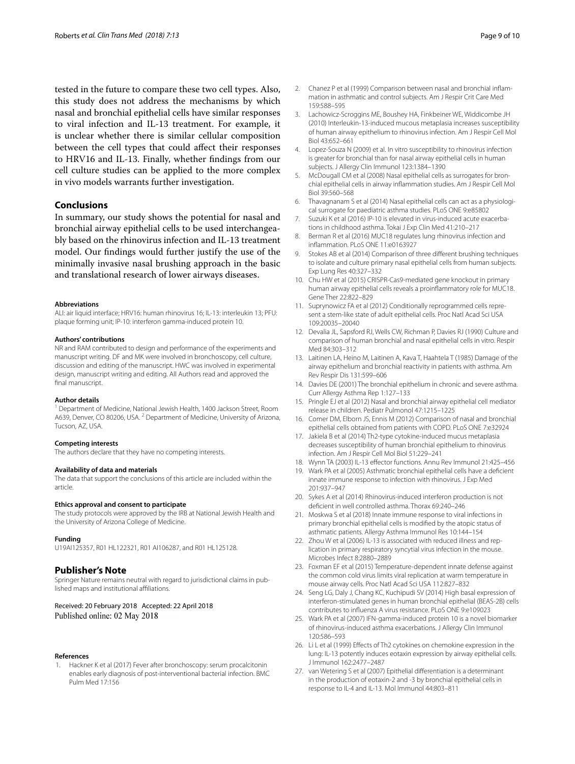tested in the future to compare these two cell types. Also, this study does not address the mechanisms by which nasal and bronchial epithelial cells have similar responses to viral infection and IL-13 treatment. For example, it is unclear whether there is similar cellular composition between the cell types that could affect their responses to HRV16 and IL-13. Finally, whether findings from our cell culture studies can be applied to the more complex in vivo models warrants further investigation.

## Conclusions

In summary, our study shows the potential for nasal and bronchial airway epithelial cells to be used interchangeably based on the rhinovirus infection and IL-13 treatment model. Our findings would further justify the use of the minimally invasive nasal brushing approach in the basic and translational research of lower airways diseases.

#### Abbreviations

ALI: air liquid interface; HRV16: human rhinovirus 16; IL-13: interleukin 13; PFU: plaque forming unit; IP-10: interferon gamma-induced protein 10.

#### Authors' contributions

NR and RAM contributed to design and performance of the experiments and manuscript writing. DF and MK were involved in bronchoscopy, cell culture, discussion and editing of the manuscript. HWC was involved in experimental design, manuscript writing and editing. All Authors read and approved the final manuscript.

#### Author details

[1] Department of Medicine, National Jewish Health, 1400 Jackson Street, Room A639, Denver, CO 80206, USA. [2] Department of Medicine, University of Arizona, Tucson, AZ, USA.

#### Competing interests

The authors declare that they have no competing interests.

#### Availability of data and materials

The data that support the conclusions of this article are included within the article.

#### Ethics approval and consent to participate

The study protocols were approved by the IRB at National Jewish Health and the University of Arizona College of Medicine.

#### Funding

U19AI125357, R01 HL122321, R01 AI106287, and R01 HL125128.

## Publisher's Note

Springer Nature remains neutral with regard to jurisdictional claims in published maps and institutional affiliations.

Received: 20 February 2018 Accepted: 22 April 2018
Published online: 02 May 2018

#### References

1. Hackner K et al (2017) Fever after bronchoscopy: serum procalcitonin enables early diagnosis of post-interventional bacterial infection. BMC Pulm Med 17:156
2. Chanez P et al (1999) Comparison between nasal and bronchial inflammation in asthmatic and control subjects. Am J Respir Crit Care Med 159:588–595
3. Lachowicz-Scroggins ME, Boushey HA, Finkbeiner WE, Widdicombe JH (2010) Interleukin-13-induced mucous metaplasia increases susceptibility of human airway epithelium to rhinovirus infection. Am J Respir Cell Mol Biol 43:652–661
4. Lopez-Souza N (2009) et al. In vitro susceptibility to rhinovirus infection is greater for bronchial than for nasal airway epithelial cells in human subjects. J Allergy Clin Immunol 123:1384–1390
5. McDougall CM et al (2008) Nasal epithelial cells as surrogates for bronchial epithelial cells in airway inflammation studies. Am J Respir Cell Mol Biol 39:560–568
6. Thavagnanam S et al (2014) Nasal epithelial cells can act as a physiological surrogate for paediatric asthma studies. PLoS ONE 9:e85802
7. Suzuki K et al (2016) IP-10 is elevated in virus-induced acute exacerbations in childhood asthma. Tokai J Exp Clin Med 41:210–217
8. Berman R et al (2016) MUC18 regulates lung rhinovirus infection and inflammation. PLoS ONE 11:e0163927
9. Stokes AB et al (2014) Comparison of three different brushing techniques to isolate and culture primary nasal epithelial cells from human subjects. Exp Lung Res 40:327–332
10. Chu HW et al (2015) CRISPR-Cas9-mediated gene knockout in primary human airway epithelial cells reveals a proinflammatory role for MUC18. Gene Ther 22:822–829
11. Suprynowicz FA et al (2012) Conditionally reprogrammed cells represent a stem-like state of adult epithelial cells. Proc Natl Acad Sci USA 109:20035–20040
12. Devalia JL, Sapsford RJ, Wells CW, Richman P, Davies RJ (1990) Culture and comparison of human bronchial and nasal epithelial cells in vitro. Respir Med 84:303–312
13. Laitinen LA, Heino M, Laitinen A, Kava T, Haahtela T (1985) Damage of the airway epithelium and bronchial reactivity in patients with asthma. Am Rev Respir Dis 131:599–606
14. Davies DE (2001) The bronchial epithelium in chronic and severe asthma. Curr Allergy Asthma Rep 1:127–133
15. Pringle EJ et al (2012) Nasal and bronchial airway epithelial cell mediator release in children. Pediatr Pulmonol 47:1215–1225
16. Comer DM, Elborn JS, Ennis M (2012) Comparison of nasal and bronchial epithelial cells obtained from patients with COPD. PLoS ONE 7:e32924
17. Jakiela B et al (2014) Th2-type cytokine-induced mucus metaplasia decreases susceptibility of human bronchial epithelium to rhinovirus infection. Am J Respir Cell Mol Biol 51:229–241
18. Wynn TA (2003) IL-13 effector functions. Annu Rev Immunol 21:425–456
19. Wark PA et al (2005) Asthmatic bronchial epithelial cells have a deficient innate immune response to infection with rhinovirus. J Exp Med 201:937–947
20. Sykes A et al (2014) Rhinovirus-induced interferon production is not deficient in well controlled asthma. Thorax 69:240–246
21. Moskwa S et al (2018) Innate immune response to viral infections in primary bronchial epithelial cells is modified by the atopic status of asthmatic patients. Allergy Asthma Immunol Res 10:144–154
22. Zhou W et al (2006) IL-13 is associated with reduced illness and replication in primary respiratory syncytial virus infection in the mouse. Microbes Infect 8:2880–2889
23. Foxman EF et al (2015) Temperature-dependent innate defense against the common cold virus limits viral replication at warm temperature in mouse airway cells. Proc Natl Acad Sci USA 112:827–832
24. Seng LG, Daly J, Chang KC, Kuchipudi SV (2014) High basal expression of interferon-stimulated genes in human bronchial epithelial (BEAS-2B) cells contributes to influenza A virus resistance. PLoS ONE 9:e109023
25. Wark PA et al (2007) IFN-gamma-induced protein 10 is a novel biomarker of rhinovirus-induced asthma exacerbations. J Allergy Clin Immunol 120:586–593
26. Li L et al (1999) Effects of Th2 cytokines on chemokine expression in the lung: IL-13 potently induces eotaxin expression by airway epithelial cells. J Immunol 162:2477–2487
27. van Wetering S et al (2007) Epithelial differentiation is a determinant in the production of eotaxin-2 and -3 by bronchial epithelial cells in response to IL-4 and IL-13. Mol Immunol 44:803–811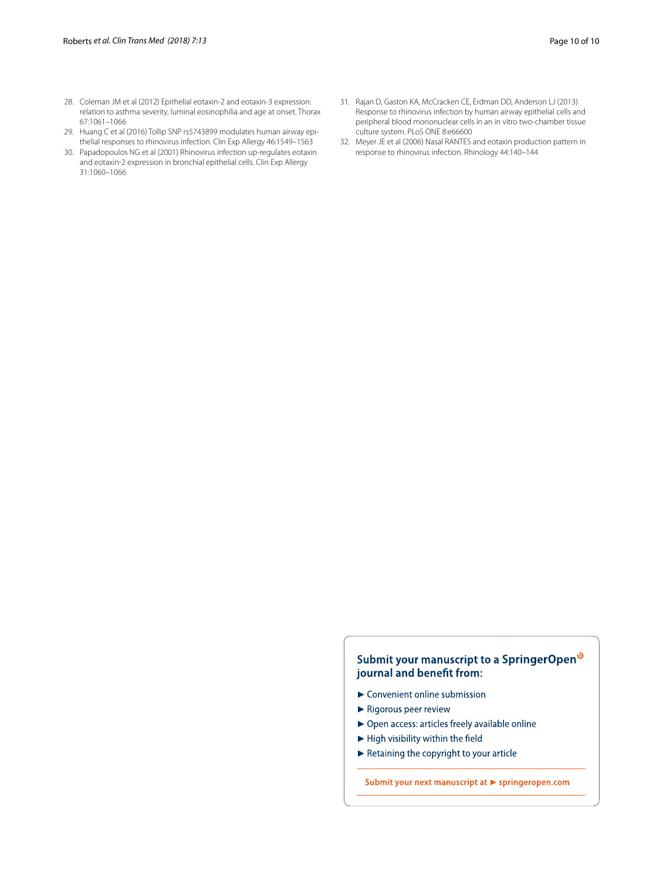28. Coleman JM et al (2012) Epithelial eotaxin-2 and eotaxin-3 expression: relation to asthma severity, luminal eosinophilia and age at onset. Thorax 67:1061–1066
29. Huang C et al (2016) Tollip SNP rs5743899 modulates human airway epithelial responses to rhinovirus infection. Clin Exp Allergy 46:1549–1563
30. Papadopoulos NG et al (2001) Rhinovirus infection up-regulates eotaxin and eotaxin-2 expression in bronchial epithelial cells. Clin Exp Allergy 31:1060–1066
31. Rajan D, Gaston KA, McCracken CE, Erdman DD, Anderson LJ (2013) Response to rhinovirus infection by human airway epithelial cells and peripheral blood mononuclear cells in an in vitro two-chamber tissue culture system. PLoS ONE 8:e66600
32. Meyer JE et al (2006) Nasal RANTES and eotaxin production pattern in response to rhinovirus infection. Rhinology 44:140–144

**Submit your manuscript to a SpringerOpen journal and benefit from:**

- ► Convenient online submission
- ► Rigorous peer review
- ► Open access: articles freely available online
- ► High visibility within the field
- ► Retaining the copyright to your article

**Submit your next manuscript at ► springeropen.com**